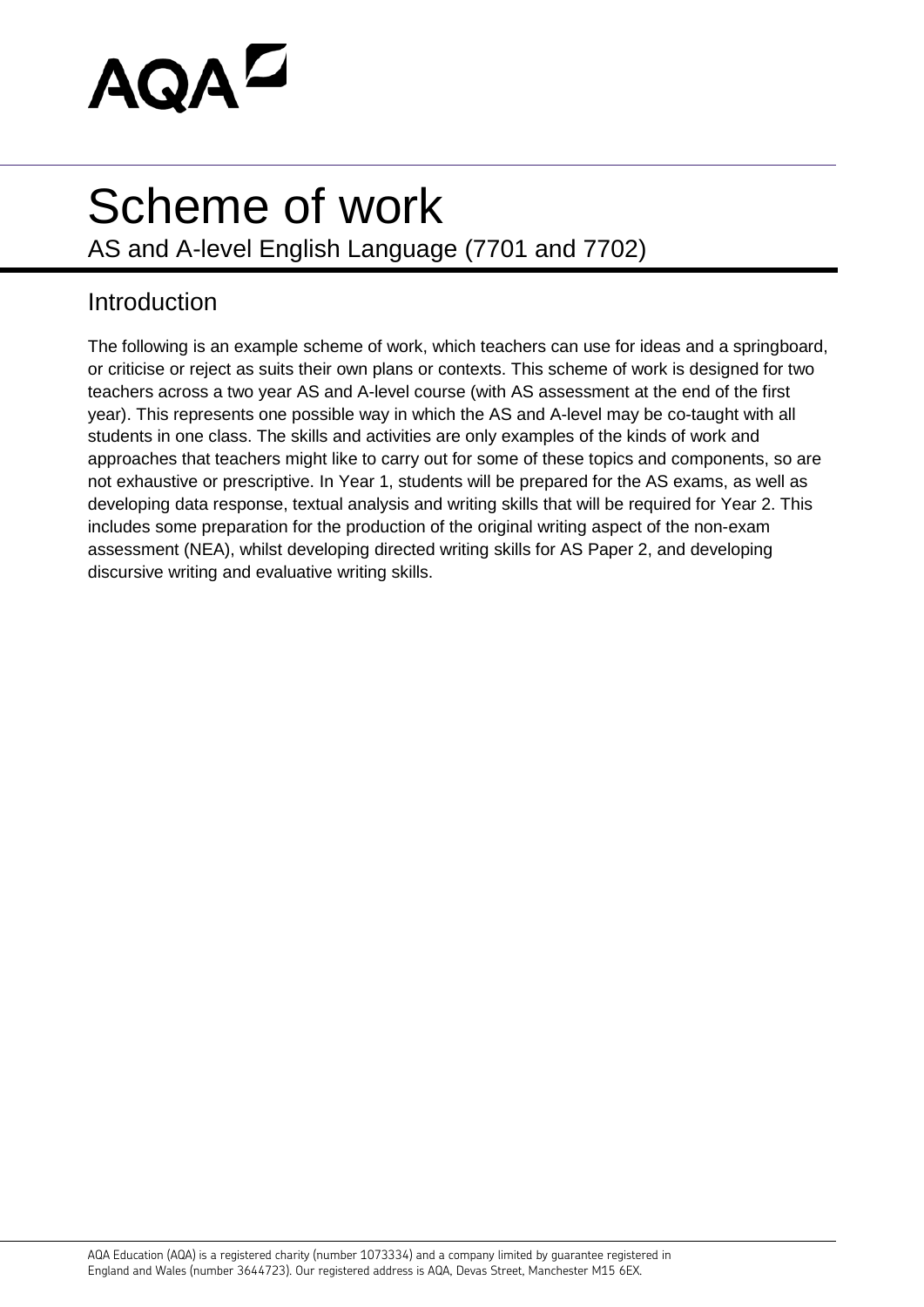AQA

# Scheme of work

AS and A-level English Language (7701 and 7702)

## Introduction

The following is an example scheme of work, which teachers can use for ideas and a springboard, or criticise or reject as suits their own plans or contexts. This scheme of work is designed for two teachers across a two year AS and A-level course (with AS assessment at the end of the first year). This represents one possible way in which the AS and A-level may be co-taught with all students in one class. The skills and activities are only examples of the kinds of work and approaches that teachers might like to carry out for some of these topics and components, so are not exhaustive or prescriptive. In Year 1, students will be prepared for the AS exams, as well as developing data response, textual analysis and writing skills that will be required for Year 2. This includes some preparation for the production of the original writing aspect of the non-exam assessment (NEA), whilst developing directed writing skills for AS Paper 2, and developing discursive writing and evaluative writing skills.

AQA Education (AQA) is a registered charity (number 1073334) and a company limited by guarantee registered in England and Wales (number 3644723). Our registered address is AQA, Devas Street, Manchester M15 6EX.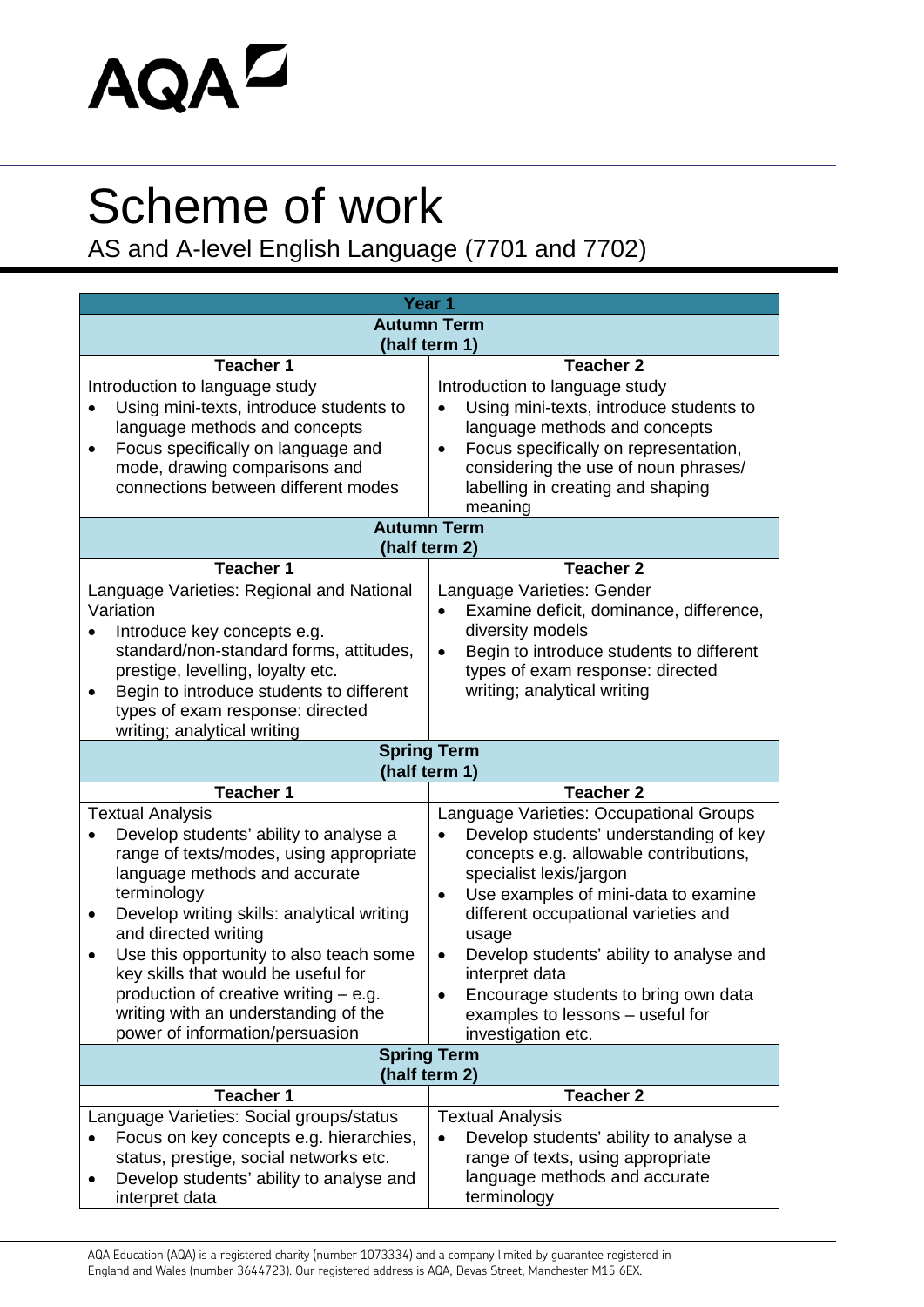AQA

# Scheme of work

## AS and A-level English Language (7701 and 7702)

| Teacher 1 | Teacher 2 |
| --- | --- |
| **Year 1** | |
| **Autumn Term (half term 1)** | |
| **Teacher 1** | **Teacher 2** |
| Introduction to language study<br>• Using mini-texts, introduce students to language methods and concepts<br>• Focus specifically on language and mode, drawing comparisons and connections between different modes | Introduction to language study<br>• Using mini-texts, introduce students to language methods and concepts<br>• Focus specifically on representation, considering the use of noun phrases/ labelling in creating and shaping meaning |
| **Autumn Term (half term 2)** | |
| **Teacher 1** | **Teacher 2** |
| Language Varieties: Regional and National Variation<br>• Introduce key concepts e.g. standard/non-standard forms, attitudes, prestige, levelling, loyalty etc.<br>• Begin to introduce students to different types of exam response: directed writing; analytical writing | Language Varieties: Gender<br>• Examine deficit, dominance, difference, diversity models<br>• Begin to introduce students to different types of exam response: directed writing; analytical writing |
| **Spring Term (half term 1)** | |
| **Teacher 1** | **Teacher 2** |
| Textual Analysis<br>• Develop students' ability to analyse a range of texts/modes, using appropriate language methods and accurate terminology<br>• Develop writing skills: analytical writing and directed writing<br>• Use this opportunity to also teach some key skills that would be useful for production of creative writing – e.g. writing with an understanding of the power of information/persuasion | Language Varieties: Occupational Groups<br>• Develop students' understanding of key concepts e.g. allowable contributions, specialist lexis/jargon<br>• Use examples of mini-data to examine different occupational varieties and usage<br>• Develop students' ability to analyse and interpret data<br>• Encourage students to bring own data examples to lessons – useful for investigation etc. |
| **Spring Term (half term 2)** | |
| **Teacher 1** | **Teacher 2** |
| Language Varieties: Social groups/status<br>• Focus on key concepts e.g. hierarchies, status, prestige, social networks etc.<br>• Develop students' ability to analyse and interpret data | Textual Analysis<br>• Develop students' ability to analyse a range of texts, using appropriate language methods and accurate terminology |

AQA Education (AQA) is a registered charity (number 1073334) and a company limited by guarantee registered in England and Wales (number 3644723). Our registered address is AQA, Devas Street, Manchester M15 6EX.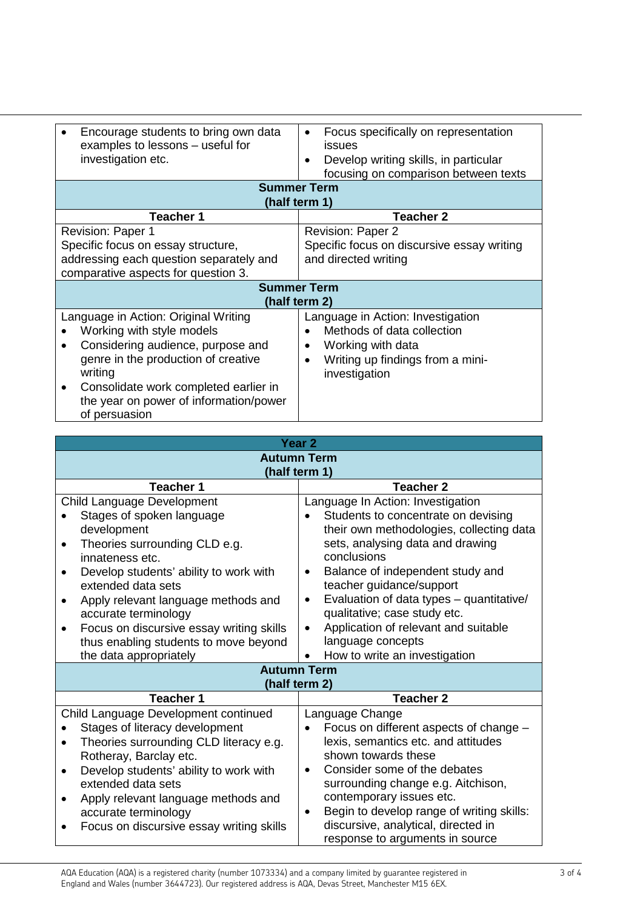| | |
|---|---|
| • Encourage students to bring own data examples to lessons – useful for investigation etc. | • Focus specifically on representation issues<br>• Develop writing skills, in particular focusing on comparison between texts |
| **Summer Term (half term 1)** | |
| **Teacher 1** | **Teacher 2** |
| Revision: Paper 1<br>Specific focus on essay structure, addressing each question separately and comparative aspects for question 3. | Revision: Paper 2<br>Specific focus on discursive essay writing and directed writing |
| **Summer Term (half term 2)** | |
| Language in Action: Original Writing<br>• Working with style models<br>• Considering audience, purpose and genre in the production of creative writing<br>• Consolidate work completed earlier in the year on power of information/power of persuasion | Language in Action: Investigation<br>• Methods of data collection<br>• Working with data<br>• Writing up findings from a mini-investigation |

| **Year 2** | |
|---|---|
| **Autumn Term (half term 1)** | |
| **Teacher 1** | **Teacher 2** |
| Child Language Development<br>• Stages of spoken language development<br>• Theories surrounding CLD e.g. innateness etc.<br>• Develop students' ability to work with extended data sets<br>• Apply relevant language methods and accurate terminology<br>• Focus on discursive essay writing skills thus enabling students to move beyond the data appropriately | Language In Action: Investigation<br>• Students to concentrate on devising their own methodologies, collecting data sets, analysing data and drawing conclusions<br>• Balance of independent study and teacher guidance/support<br>• Evaluation of data types – quantitative/ qualitative; case study etc.<br>• Application of relevant and suitable language concepts<br>• How to write an investigation |
| **Autumn Term (half term 2)** | |
| **Teacher 1** | **Teacher 2** |
| Child Language Development continued<br>• Stages of literacy development<br>• Theories surrounding CLD literacy e.g. Rotheray, Barclay etc.<br>• Develop students' ability to work with extended data sets<br>• Apply relevant language methods and accurate terminology<br>• Focus on discursive essay writing skills | Language Change<br>• Focus on different aspects of change – lexis, semantics etc. and attitudes shown towards these<br>• Consider some of the debates surrounding change e.g. Aitchison, contemporary issues etc.<br>• Begin to develop range of writing skills: discursive, analytical, directed in response to arguments in source |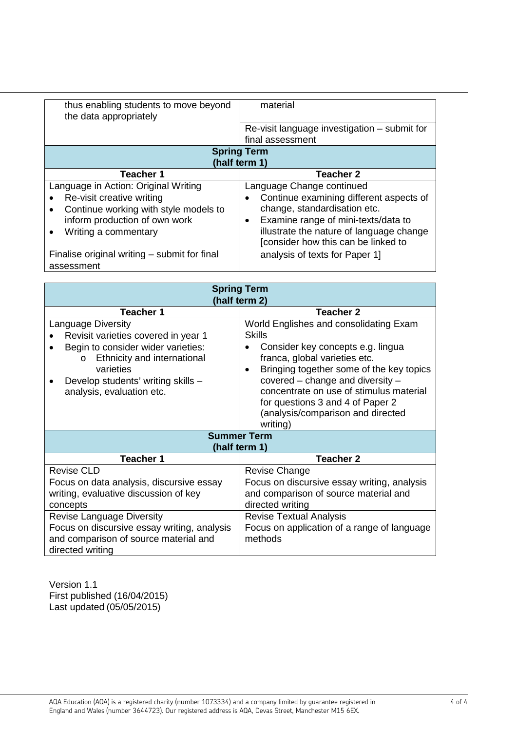| | |
|---|---|
| thus enabling students to move beyond the data appropriately | material |
| | Re-visit language investigation – submit for final assessment |
| **Spring Term (half term 1)** | |
| **Teacher 1** | **Teacher 2** |
| Language in Action: Original Writing<br>• Re-visit creative writing<br>• Continue working with style models to inform production of own work<br>• Writing a commentary<br><br>Finalise original writing – submit for final assessment | Language Change continued<br>• Continue examining different aspects of change, standardisation etc.<br>• Examine range of mini-texts/data to illustrate the nature of language change [consider how this can be linked to analysis of texts for Paper 1] |

| **Spring Term (half term 2)** | |
|---|---|
| **Teacher 1** | **Teacher 2** |
| Language Diversity<br>• Revisit varieties covered in year 1<br>• Begin to consider wider varieties:<br>  o Ethnicity and international varieties<br>• Develop students' writing skills – analysis, evaluation etc. | World Englishes and consolidating Exam Skills<br>• Consider key concepts e.g. lingua franca, global varieties etc.<br>• Bringing together some of the key topics covered – change and diversity – concentrate on use of stimulus material for questions 3 and 4 of Paper 2 (analysis/comparison and directed writing) |
| **Summer Term (half term 1)** | |
| **Teacher 1** | **Teacher 2** |
| Revise CLD<br>Focus on data analysis, discursive essay writing, evaluative discussion of key concepts | Revise Change<br>Focus on discursive essay writing, analysis and comparison of source material and directed writing |
| Revise Language Diversity<br>Focus on discursive essay writing, analysis and comparison of source material and directed writing | Revise Textual Analysis<br>Focus on application of a range of language methods |

Version 1.1
First published (16/04/2015)
Last updated (05/05/2015)

AQA Education (AQA) is a registered charity (number 1073334) and a company limited by guarantee registered in England and Wales (number 3644723). Our registered address is AQA, Devas Street, Manchester M15 6EX.